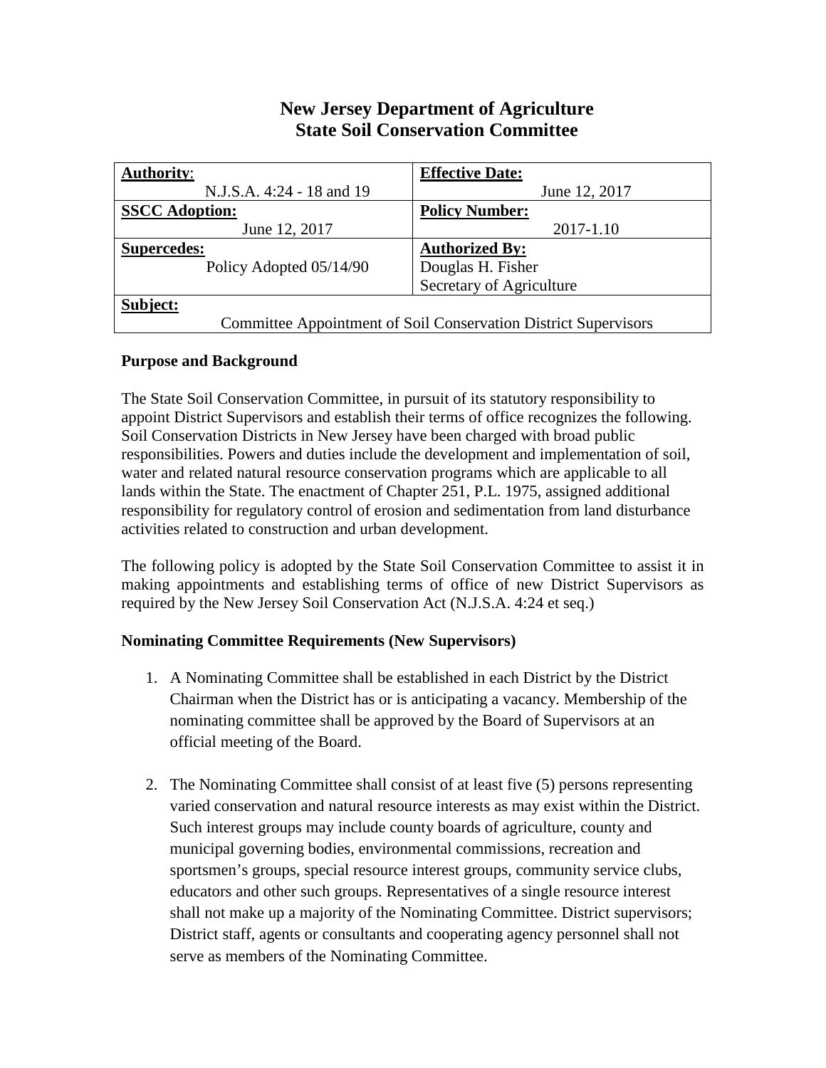# New Jersey Department of Agriculture
# State Soil Conservation Committee

| **Authority**: | **Effective Date:** |
|---|---|
| N.J.S.A. 4:24 - 18 and 19 | June 12, 2017 |
| **SSCC Adoption:** | **Policy Number:** |
| June 12, 2017 | 2017-1.10 |
| **Supercedes:** | **Authorized By:** |
| Policy Adopted 05/14/90 | Douglas H. Fisher<br>Secretary of Agriculture |
| **Subject:** | |
| Committee Appointment of Soil Conservation District Supervisors | |

### Purpose and Background

The State Soil Conservation Committee, in pursuit of its statutory responsibility to appoint District Supervisors and establish their terms of office recognizes the following. Soil Conservation Districts in New Jersey have been charged with broad public responsibilities. Powers and duties include the development and implementation of soil, water and related natural resource conservation programs which are applicable to all lands within the State. The enactment of Chapter 251, P.L. 1975, assigned additional responsibility for regulatory control of erosion and sedimentation from land disturbance activities related to construction and urban development.

The following policy is adopted by the State Soil Conservation Committee to assist it in making appointments and establishing terms of office of new District Supervisors as required by the New Jersey Soil Conservation Act (N.J.S.A. 4:24 et seq.)

### Nominating Committee Requirements (New Supervisors)

1. A Nominating Committee shall be established in each District by the District Chairman when the District has or is anticipating a vacancy. Membership of the nominating committee shall be approved by the Board of Supervisors at an official meeting of the Board.

2. The Nominating Committee shall consist of at least five (5) persons representing varied conservation and natural resource interests as may exist within the District. Such interest groups may include county boards of agriculture, county and municipal governing bodies, environmental commissions, recreation and sportsmen's groups, special resource interest groups, community service clubs, educators and other such groups. Representatives of a single resource interest shall not make up a majority of the Nominating Committee. District supervisors; District staff, agents or consultants and cooperating agency personnel shall not serve as members of the Nominating Committee.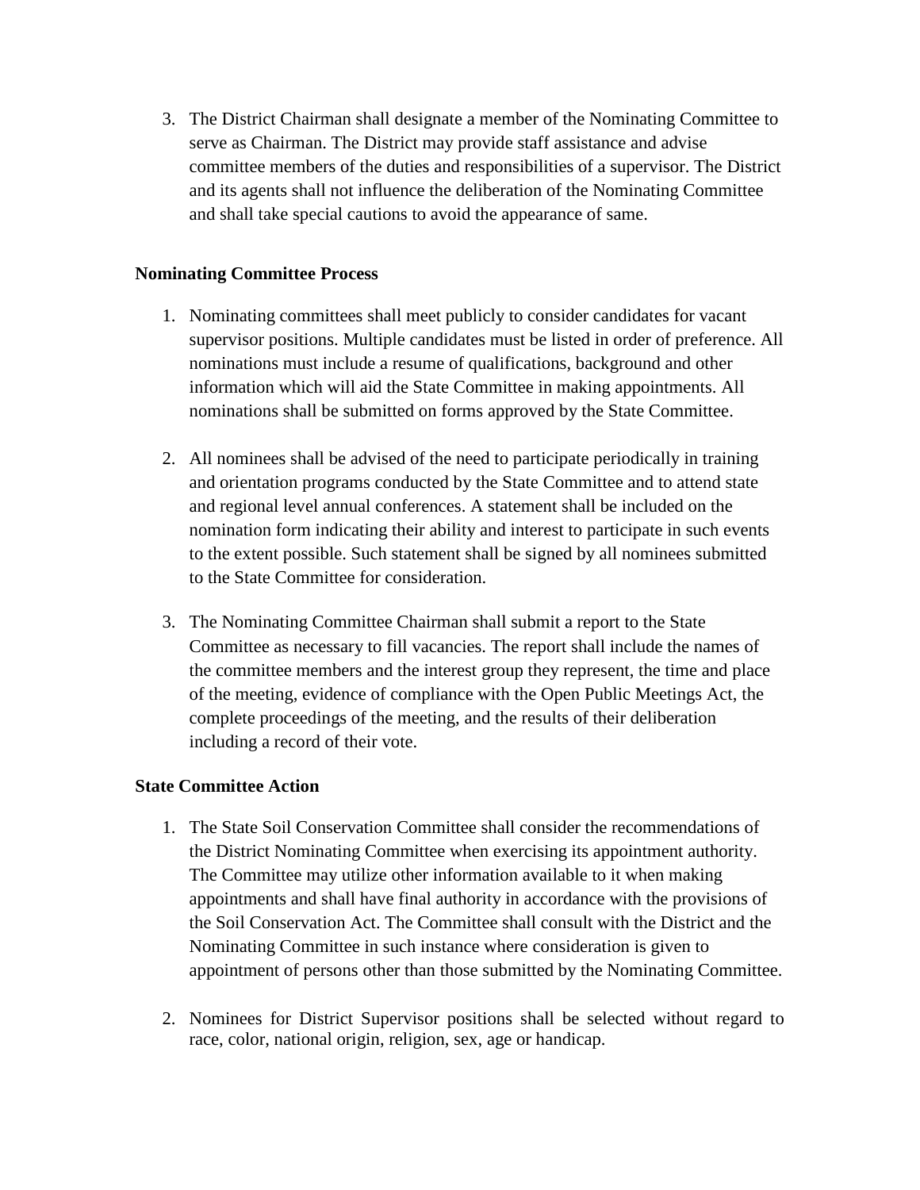3. The District Chairman shall designate a member of the Nominating Committee to serve as Chairman. The District may provide staff assistance and advise committee members of the duties and responsibilities of a supervisor. The District and its agents shall not influence the deliberation of the Nominating Committee and shall take special cautions to avoid the appearance of same.

**Nominating Committee Process**

1. Nominating committees shall meet publicly to consider candidates for vacant supervisor positions. Multiple candidates must be listed in order of preference. All nominations must include a resume of qualifications, background and other information which will aid the State Committee in making appointments. All nominations shall be submitted on forms approved by the State Committee.

2. All nominees shall be advised of the need to participate periodically in training and orientation programs conducted by the State Committee and to attend state and regional level annual conferences. A statement shall be included on the nomination form indicating their ability and interest to participate in such events to the extent possible. Such statement shall be signed by all nominees submitted to the State Committee for consideration.

3. The Nominating Committee Chairman shall submit a report to the State Committee as necessary to fill vacancies. The report shall include the names of the committee members and the interest group they represent, the time and place of the meeting, evidence of compliance with the Open Public Meetings Act, the complete proceedings of the meeting, and the results of their deliberation including a record of their vote.

**State Committee Action**

1. The State Soil Conservation Committee shall consider the recommendations of the District Nominating Committee when exercising its appointment authority. The Committee may utilize other information available to it when making appointments and shall have final authority in accordance with the provisions of the Soil Conservation Act. The Committee shall consult with the District and the Nominating Committee in such instance where consideration is given to appointment of persons other than those submitted by the Nominating Committee.

2. Nominees for District Supervisor positions shall be selected without regard to race, color, national origin, religion, sex, age or handicap.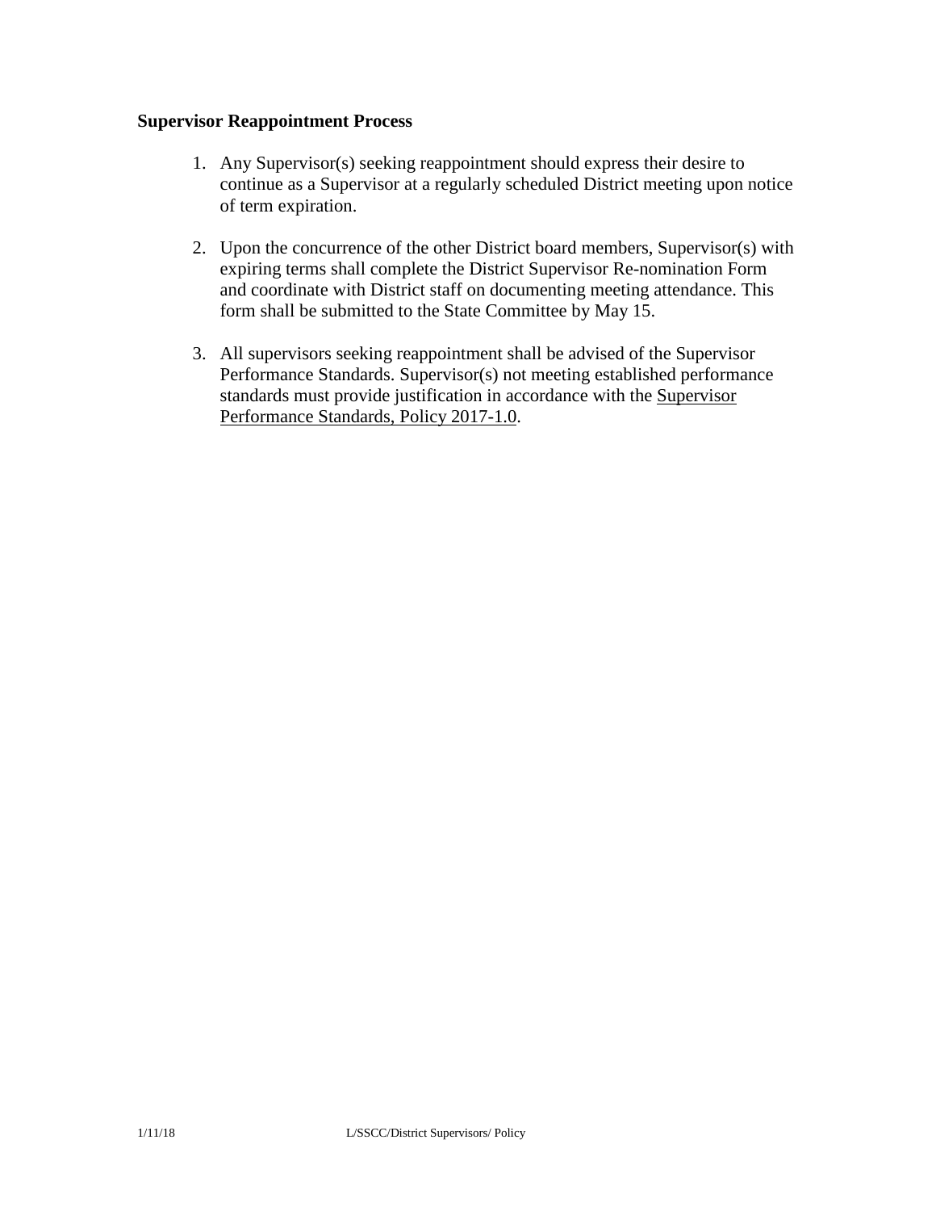**Supervisor Reappointment Process**

1. Any Supervisor(s) seeking reappointment should express their desire to continue as a Supervisor at a regularly scheduled District meeting upon notice of term expiration.

2. Upon the concurrence of the other District board members, Supervisor(s) with expiring terms shall complete the District Supervisor Re-nomination Form and coordinate with District staff on documenting meeting attendance. This form shall be submitted to the State Committee by May 15.

3. All supervisors seeking reappointment shall be advised of the Supervisor Performance Standards. Supervisor(s) not meeting established performance standards must provide justification in accordance with the <u>Supervisor Performance Standards, Policy 2017-1.0</u>.